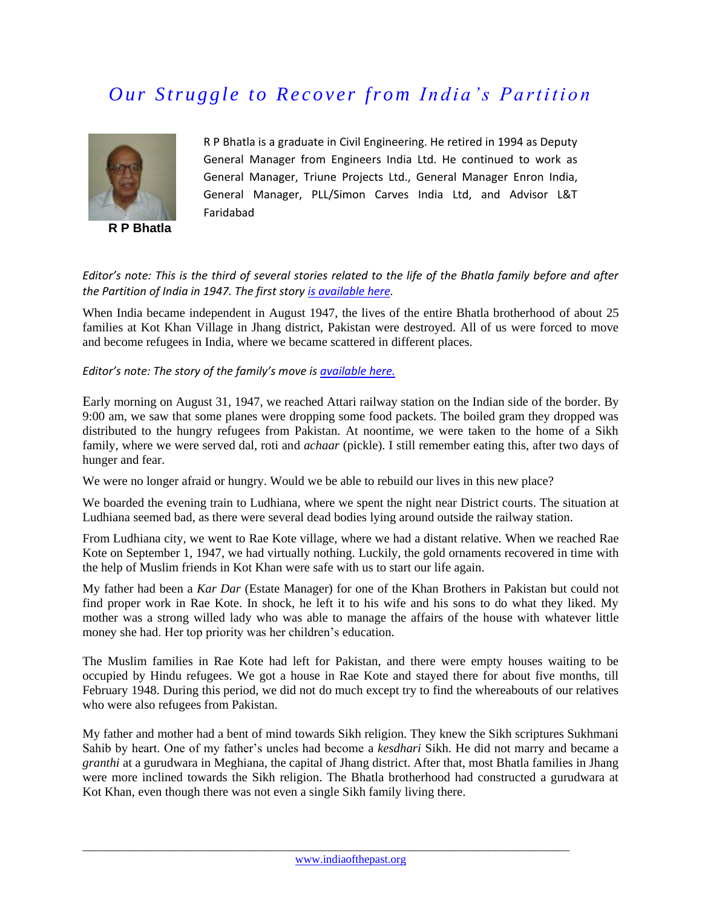# *Our Struggle to Recover from India's Partition*

**R P Bhatla**

R P Bhatla is a graduate in Civil Engineering. He retired in 1994 as Deputy General Manager from Engineers India Ltd. He continued to work as General Manager, Triune Projects Ltd., General Manager Enron India, General Manager, PLL/Simon Carves India Ltd, and Advisor L&T Faridabad

*Editor's note: This is the third of several stories related to the life of the Bhatla family before and after the Partition of India in 1947. The first story is available here.*

When India became independent in August 1947, the lives of the entire Bhatla brotherhood of about 25 families at Kot Khan Village in Jhang district, Pakistan were destroyed. All of us were forced to move and become refugees in India, where we became scattered in different places.

*Editor's note: The story of the family's move is available here.*

Early morning on August 31, 1947, we reached Attari railway station on the Indian side of the border. By 9:00 am, we saw that some planes were dropping some food packets. The boiled gram they dropped was distributed to the hungry refugees from Pakistan. At noontime, we were taken to the home of a Sikh family, where we were served dal, roti and *achaar* (pickle). I still remember eating this, after two days of hunger and fear.

We were no longer afraid or hungry. Would we be able to rebuild our lives in this new place?

We boarded the evening train to Ludhiana, where we spent the night near District courts. The situation at Ludhiana seemed bad, as there were several dead bodies lying around outside the railway station.

From Ludhiana city, we went to Rae Kote village, where we had a distant relative. When we reached Rae Kote on September 1, 1947, we had virtually nothing. Luckily, the gold ornaments recovered in time with the help of Muslim friends in Kot Khan were safe with us to start our life again.

My father had been a *Kar Dar* (Estate Manager) for one of the Khan Brothers in Pakistan but could not find proper work in Rae Kote. In shock, he left it to his wife and his sons to do what they liked. My mother was a strong willed lady who was able to manage the affairs of the house with whatever little money she had. Her top priority was her children's education.

The Muslim families in Rae Kote had left for Pakistan, and there were empty houses waiting to be occupied by Hindu refugees. We got a house in Rae Kote and stayed there for about five months, till February 1948. During this period, we did not do much except try to find the whereabouts of our relatives who were also refugees from Pakistan.

My father and mother had a bent of mind towards Sikh religion. They knew the Sikh scriptures Sukhmani Sahib by heart. One of my father's uncles had become a *kesdhari* Sikh. He did not marry and became a *granthi* at a gurudwara in Meghiana, the capital of Jhang district. After that, most Bhatla families in Jhang were more inclined towards the Sikh religion. The Bhatla brotherhood had constructed a gurudwara at Kot Khan, even though there was not even a single Sikh family living there.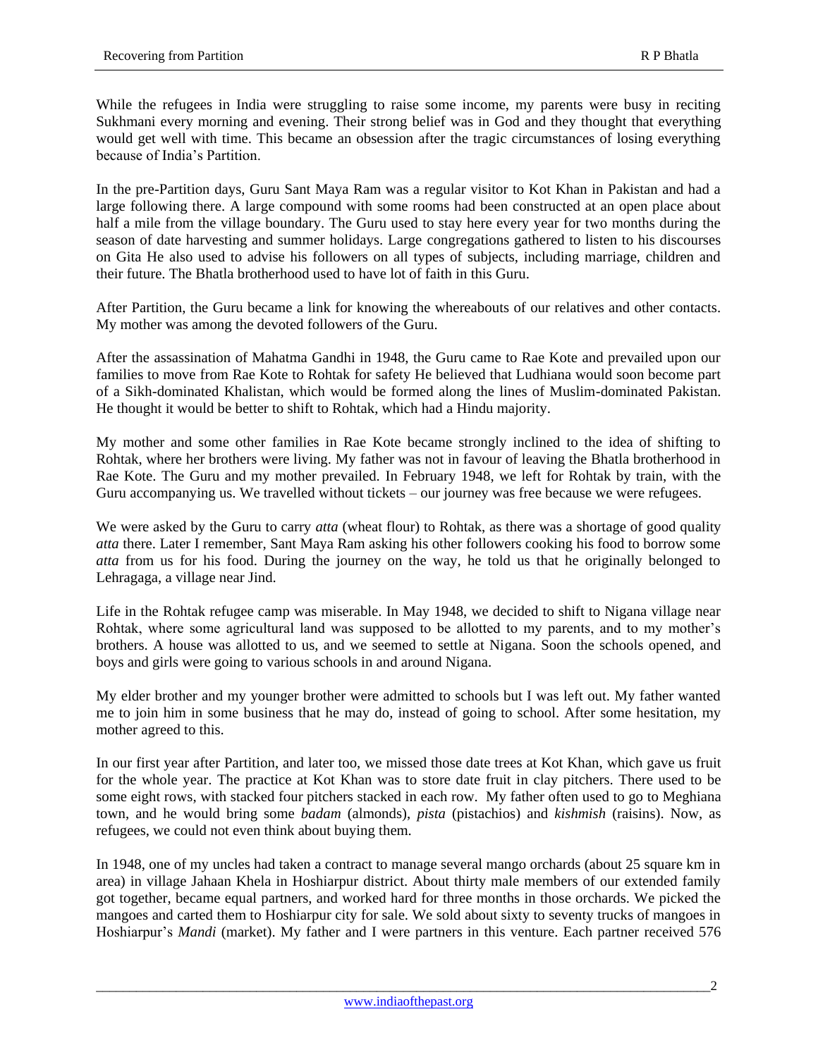While the refugees in India were struggling to raise some income, my parents were busy in reciting Sukhmani every morning and evening. Their strong belief was in God and they thought that everything would get well with time. This became an obsession after the tragic circumstances of losing everything because of India's Partition.

In the pre-Partition days, Guru Sant Maya Ram was a regular visitor to Kot Khan in Pakistan and had a large following there. A large compound with some rooms had been constructed at an open place about half a mile from the village boundary. The Guru used to stay here every year for two months during the season of date harvesting and summer holidays. Large congregations gathered to listen to his discourses on Gita He also used to advise his followers on all types of subjects, including marriage, children and their future. The Bhatla brotherhood used to have lot of faith in this Guru.

After Partition, the Guru became a link for knowing the whereabouts of our relatives and other contacts. My mother was among the devoted followers of the Guru.

After the assassination of Mahatma Gandhi in 1948, the Guru came to Rae Kote and prevailed upon our families to move from Rae Kote to Rohtak for safety He believed that Ludhiana would soon become part of a Sikh-dominated Khalistan, which would be formed along the lines of Muslim-dominated Pakistan. He thought it would be better to shift to Rohtak, which had a Hindu majority.

My mother and some other families in Rae Kote became strongly inclined to the idea of shifting to Rohtak, where her brothers were living. My father was not in favour of leaving the Bhatla brotherhood in Rae Kote. The Guru and my mother prevailed. In February 1948, we left for Rohtak by train, with the Guru accompanying us. We travelled without tickets – our journey was free because we were refugees.

We were asked by the Guru to carry *atta* (wheat flour) to Rohtak, as there was a shortage of good quality *atta* there. Later I remember, Sant Maya Ram asking his other followers cooking his food to borrow some *atta* from us for his food. During the journey on the way, he told us that he originally belonged to Lehragaga, a village near Jind.

Life in the Rohtak refugee camp was miserable. In May 1948, we decided to shift to Nigana village near Rohtak, where some agricultural land was supposed to be allotted to my parents, and to my mother's brothers. A house was allotted to us, and we seemed to settle at Nigana. Soon the schools opened, and boys and girls were going to various schools in and around Nigana.

My elder brother and my younger brother were admitted to schools but I was left out. My father wanted me to join him in some business that he may do, instead of going to school. After some hesitation, my mother agreed to this.

In our first year after Partition, and later too, we missed those date trees at Kot Khan, which gave us fruit for the whole year. The practice at Kot Khan was to store date fruit in clay pitchers. There used to be some eight rows, with stacked four pitchers stacked in each row. My father often used to go to Meghiana town, and he would bring some *badam* (almonds), *pista* (pistachios) and *kishmish* (raisins). Now, as refugees, we could not even think about buying them.

In 1948, one of my uncles had taken a contract to manage several mango orchards (about 25 square km in area) in village Jahaan Khela in Hoshiarpur district. About thirty male members of our extended family got together, became equal partners, and worked hard for three months in those orchards. We picked the mangoes and carted them to Hoshiarpur city for sale. We sold about sixty to seventy trucks of mangoes in Hoshiarpur's *Mandi* (market). My father and I were partners in this venture. Each partner received 576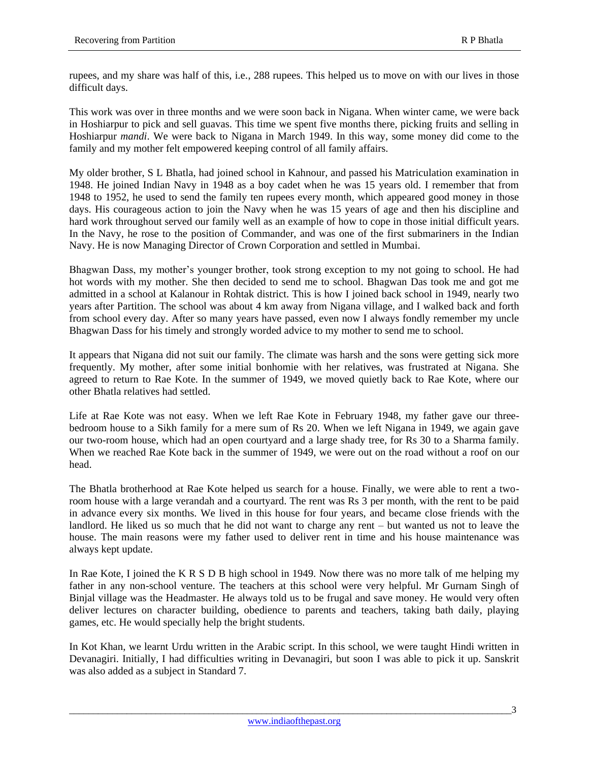rupees, and my share was half of this, i.e., 288 rupees. This helped us to move on with our lives in those difficult days.

This work was over in three months and we were soon back in Nigana. When winter came, we were back in Hoshiarpur to pick and sell guavas. This time we spent five months there, picking fruits and selling in Hoshiarpur *mandi*. We were back to Nigana in March 1949. In this way, some money did come to the family and my mother felt empowered keeping control of all family affairs.

My older brother, S L Bhatla, had joined school in Kahnour, and passed his Matriculation examination in 1948. He joined Indian Navy in 1948 as a boy cadet when he was 15 years old. I remember that from 1948 to 1952, he used to send the family ten rupees every month, which appeared good money in those days. His courageous action to join the Navy when he was 15 years of age and then his discipline and hard work throughout served our family well as an example of how to cope in those initial difficult years. In the Navy, he rose to the position of Commander, and was one of the first submariners in the Indian Navy. He is now Managing Director of Crown Corporation and settled in Mumbai.

Bhagwan Dass, my mother's younger brother, took strong exception to my not going to school. He had hot words with my mother. She then decided to send me to school. Bhagwan Das took me and got me admitted in a school at Kalanour in Rohtak district. This is how I joined back school in 1949, nearly two years after Partition. The school was about 4 km away from Nigana village, and I walked back and forth from school every day. After so many years have passed, even now I always fondly remember my uncle Bhagwan Dass for his timely and strongly worded advice to my mother to send me to school.

It appears that Nigana did not suit our family. The climate was harsh and the sons were getting sick more frequently. My mother, after some initial bonhomie with her relatives, was frustrated at Nigana. She agreed to return to Rae Kote. In the summer of 1949, we moved quietly back to Rae Kote, where our other Bhatla relatives had settled.

Life at Rae Kote was not easy. When we left Rae Kote in February 1948, my father gave our three-bedroom house to a Sikh family for a mere sum of Rs 20. When we left Nigana in 1949, we again gave our two-room house, which had an open courtyard and a large shady tree, for Rs 30 to a Sharma family. When we reached Rae Kote back in the summer of 1949, we were out on the road without a roof on our head.

The Bhatla brotherhood at Rae Kote helped us search for a house. Finally, we were able to rent a two-room house with a large verandah and a courtyard. The rent was Rs 3 per month, with the rent to be paid in advance every six months. We lived in this house for four years, and became close friends with the landlord. He liked us so much that he did not want to charge any rent – but wanted us not to leave the house. The main reasons were my father used to deliver rent in time and his house maintenance was always kept update.

In Rae Kote, I joined the K R S D B high school in 1949. Now there was no more talk of me helping my father in any non-school venture. The teachers at this school were very helpful. Mr Gurnam Singh of Binjal village was the Headmaster. He always told us to be frugal and save money. He would very often deliver lectures on character building, obedience to parents and teachers, taking bath daily, playing games, etc. He would specially help the bright students.

In Kot Khan, we learnt Urdu written in the Arabic script. In this school, we were taught Hindi written in Devanagiri. Initially, I had difficulties writing in Devanagiri, but soon I was able to pick it up. Sanskrit was also added as a subject in Standard 7.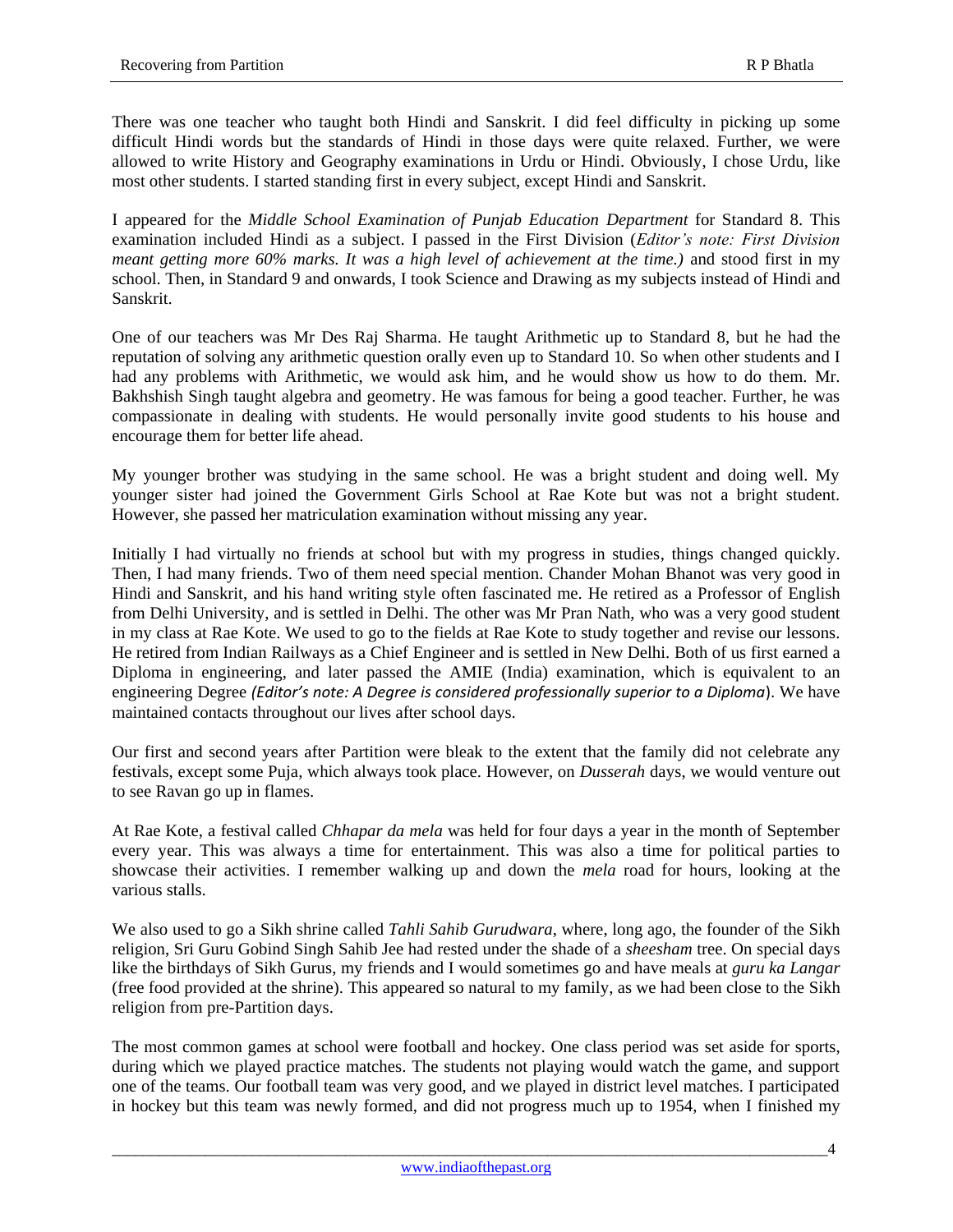There was one teacher who taught both Hindi and Sanskrit. I did feel difficulty in picking up some difficult Hindi words but the standards of Hindi in those days were quite relaxed. Further, we were allowed to write History and Geography examinations in Urdu or Hindi. Obviously, I chose Urdu, like most other students. I started standing first in every subject, except Hindi and Sanskrit.

I appeared for the *Middle School Examination of Punjab Education Department* for Standard 8. This examination included Hindi as a subject. I passed in the First Division (*Editor's note: First Division meant getting more 60% marks. It was a high level of achievement at the time.)* and stood first in my school. Then, in Standard 9 and onwards, I took Science and Drawing as my subjects instead of Hindi and Sanskrit.

One of our teachers was Mr Des Raj Sharma. He taught Arithmetic up to Standard 8, but he had the reputation of solving any arithmetic question orally even up to Standard 10. So when other students and I had any problems with Arithmetic, we would ask him, and he would show us how to do them. Mr. Bakhshish Singh taught algebra and geometry. He was famous for being a good teacher. Further, he was compassionate in dealing with students. He would personally invite good students to his house and encourage them for better life ahead.

My younger brother was studying in the same school. He was a bright student and doing well. My younger sister had joined the Government Girls School at Rae Kote but was not a bright student. However, she passed her matriculation examination without missing any year.

Initially I had virtually no friends at school but with my progress in studies, things changed quickly. Then, I had many friends. Two of them need special mention. Chander Mohan Bhanot was very good in Hindi and Sanskrit, and his hand writing style often fascinated me. He retired as a Professor of English from Delhi University, and is settled in Delhi. The other was Mr Pran Nath, who was a very good student in my class at Rae Kote. We used to go to the fields at Rae Kote to study together and revise our lessons. He retired from Indian Railways as a Chief Engineer and is settled in New Delhi. Both of us first earned a Diploma in engineering, and later passed the AMIE (India) examination, which is equivalent to an engineering Degree *(Editor's note: A Degree is considered professionally superior to a Diploma*). We have maintained contacts throughout our lives after school days.

Our first and second years after Partition were bleak to the extent that the family did not celebrate any festivals, except some Puja, which always took place. However, on *Dusserah* days, we would venture out to see Ravan go up in flames.

At Rae Kote, a festival called *Chhapar da mela* was held for four days a year in the month of September every year. This was always a time for entertainment. This was also a time for political parties to showcase their activities. I remember walking up and down the *mela* road for hours, looking at the various stalls.

We also used to go a Sikh shrine called *Tahli Sahib Gurudwara*, where, long ago, the founder of the Sikh religion, Sri Guru Gobind Singh Sahib Jee had rested under the shade of a *sheesham* tree. On special days like the birthdays of Sikh Gurus, my friends and I would sometimes go and have meals at *guru ka Langar* (free food provided at the shrine). This appeared so natural to my family, as we had been close to the Sikh religion from pre-Partition days.

The most common games at school were football and hockey. One class period was set aside for sports, during which we played practice matches. The students not playing would watch the game, and support one of the teams. Our football team was very good, and we played in district level matches. I participated in hockey but this team was newly formed, and did not progress much up to 1954, when I finished my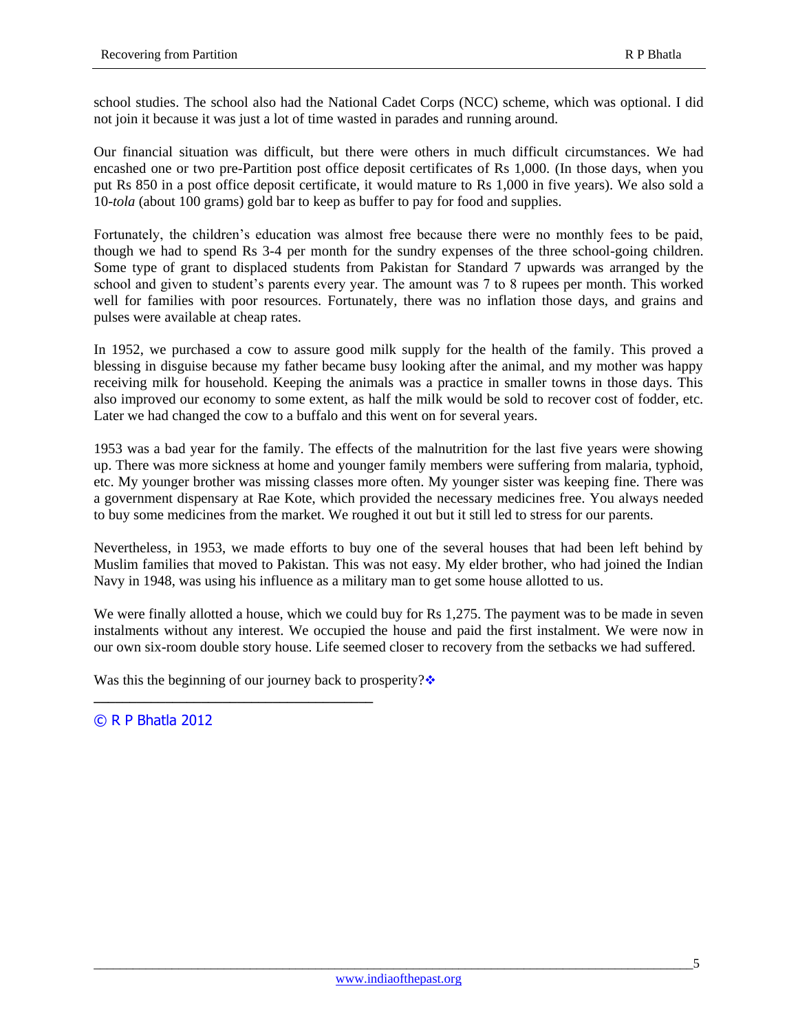school studies. The school also had the National Cadet Corps (NCC) scheme, which was optional. I did not join it because it was just a lot of time wasted in parades and running around.

Our financial situation was difficult, but there were others in much difficult circumstances. We had encashed one or two pre-Partition post office deposit certificates of Rs 1,000. (In those days, when you put Rs 850 in a post office deposit certificate, it would mature to Rs 1,000 in five years). We also sold a 10-*tola* (about 100 grams) gold bar to keep as buffer to pay for food and supplies.

Fortunately, the children's education was almost free because there were no monthly fees to be paid, though we had to spend Rs 3-4 per month for the sundry expenses of the three school-going children. Some type of grant to displaced students from Pakistan for Standard 7 upwards was arranged by the school and given to student's parents every year. The amount was 7 to 8 rupees per month. This worked well for families with poor resources. Fortunately, there was no inflation those days, and grains and pulses were available at cheap rates.

In 1952, we purchased a cow to assure good milk supply for the health of the family. This proved a blessing in disguise because my father became busy looking after the animal, and my mother was happy receiving milk for household. Keeping the animals was a practice in smaller towns in those days. This also improved our economy to some extent, as half the milk would be sold to recover cost of fodder, etc. Later we had changed the cow to a buffalo and this went on for several years.

1953 was a bad year for the family. The effects of the malnutrition for the last five years were showing up. There was more sickness at home and younger family members were suffering from malaria, typhoid, etc. My younger brother was missing classes more often. My younger sister was keeping fine. There was a government dispensary at Rae Kote, which provided the necessary medicines free. You always needed to buy some medicines from the market. We roughed it out but it still led to stress for our parents.

Nevertheless, in 1953, we made efforts to buy one of the several houses that had been left behind by Muslim families that moved to Pakistan. This was not easy. My elder brother, who had joined the Indian Navy in 1948, was using his influence as a military man to get some house allotted to us.

We were finally allotted a house, which we could buy for Rs 1,275. The payment was to be made in seven instalments without any interest. We occupied the house and paid the first instalment. We were now in our own six-room double story house. Life seemed closer to recovery from the setbacks we had suffered.

Was this the beginning of our journey back to prosperity?❖

---

© R P Bhatla 2012